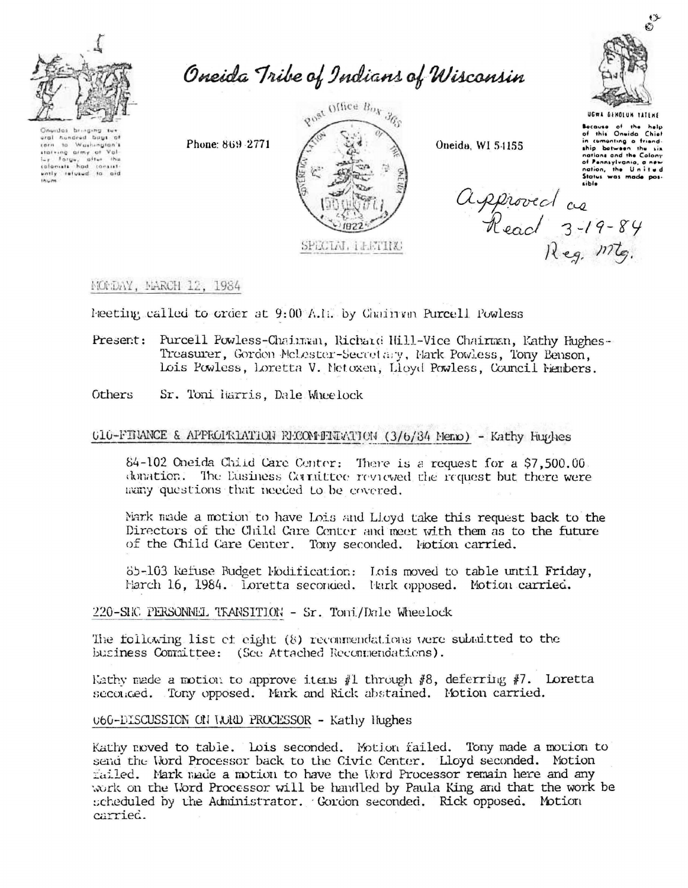# Oneida Tribe of Indians of Wisconsin

Oneidas bringing several hundred bags of corn to Washington's starving army at Valley Forge, after the colonists had consistently refused to aid them.

Phone: 869-2771

Post Office Box 365

Oneida, WI 54155

UGWA DEHOLUH YATEHE

Because of the help of this Oneida Chief in cementing a friendship between the six nations and the Colony of Pennsylvania, a new nation, the United States was made possible

*Approved as Read 3-19-84 Reg. Mtg.*

SPECIAL MEETING

MONDAY, MARCH 12, 1984

Meeting called to order at 9:00 A.M. by Chairman Purcell Powless

Present: Purcell Powless-Chairman, Richard Hill-Vice Chairman, Kathy Hughes-Treasurer, Gordon McLester-Secretary, Mark Powless, Tony Benson, Lois Powless, Loretta V. Metoxen, Lloyd Powless, Council Members.

Others Sr. Toni Harris, Dale Wheelock

## 010-FINANCE & APPROPRIATION RECOMMENDATION (3/6/84 Memo) - Kathy Hughes

84-102 Oneida Child Care Center: There is a request for a $7,500.00 donation. The Business Committee reviewed the request but there were many questions that needed to be covered.

Mark made a motion to have Lois and Lloyd take this request back to the Directors of the Child Care Center and meet with them as to the future of the Child Care Center. Tony seconded. Motion carried.

85-103 Refuse Budget Modification: Lois moved to table until Friday, March 16, 1984. Loretta seconded. Mark opposed. Motion carried.

## 220-SHC PERSONNEL TRANSITION - Sr. Toni/Dale Wheelock

The following list of eight (8) recommendations were submitted to the Business Committee: (See Attached Recommendations).

Kathy made a motion to approve items #1 through #8, deferring #7. Loretta seconded. Tony opposed. Mark and Rick abstained. Motion carried.

## 060-DISCUSSION ON WORD PROCESSOR - Kathy Hughes

Kathy moved to table. Lois seconded. Motion failed. Tony made a motion to send the Word Processor back to the Civic Center. Lloyd seconded. Motion failed. Mark made a motion to have the Word Processor remain here and any work on the Word Processor will be handled by Paula King and that the work be scheduled by the Administrator. Gordon seconded. Rick opposed. Motion carried.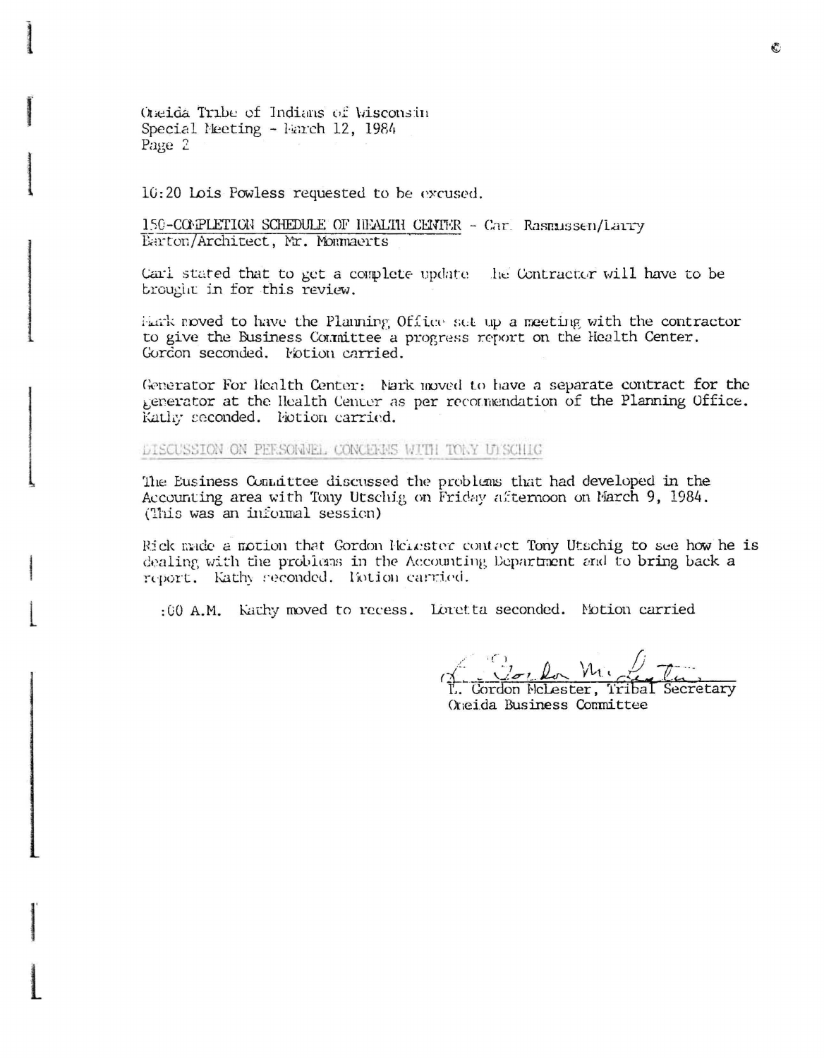Oneida Tribe of Indians of Wisconsin
Special Meeting - March 12, 1984
Page 2

10:20 Lois Powless requested to be excused.

150-COMPLETION SCHEDULE OF HEALTH CENTER - Car. Rasmussen/Larry Barton/Architect, Mr. Mommaerts

Carl stated that to get a complete update the Contractor will have to be brought in for this review.

Mark moved to have the Planning Office set up a meeting with the contractor to give the Business Committee a progress report on the Health Center. Gordon seconded. Motion carried.

Generator For Health Center: Mark moved to have a separate contract for the generator at the Health Center as per recommendation of the Planning Office. Kathy seconded. Motion carried.

DISCUSSION ON PERSONNEL CONCERNS WITH TONY UTSCHIG

The Business Committee discussed the problems that had developed in the Accounting area with Tony Utschig on Friday afternoon on March 9, 1984. (This was an informal session)

Rick made a motion that Gordon McLester contact Tony Utschig to see how he is dealing with the problems in the Accounting Department and to bring back a report. Kathy seconded. Motion carried.

:00 A.M. Kathy moved to recess. Loretta seconded. Motion carried

L. Gordon McLester, Tribal Secretary
Oneida Business Committee